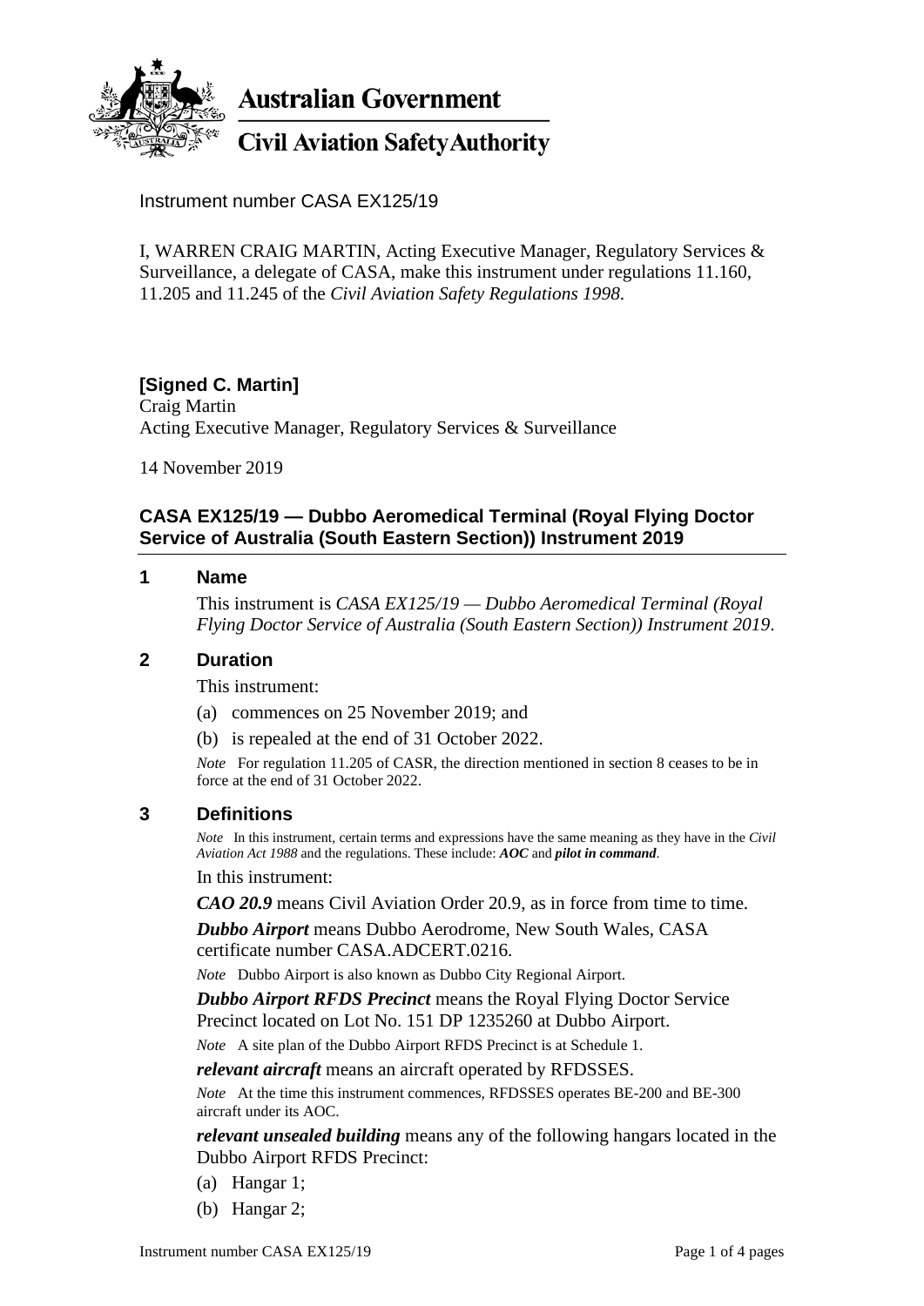**Australian Government**

**Civil Aviation Safety Authority**

Instrument number CASA EX125/19

I, WARREN CRAIG MARTIN, Acting Executive Manager, Regulatory Services & Surveillance, a delegate of CASA, make this instrument under regulations 11.160, 11.205 and 11.245 of the *Civil Aviation Safety Regulations 1998*.

**[Signed C. Martin]**
Craig Martin
Acting Executive Manager, Regulatory Services & Surveillance

14 November 2019

## CASA EX125/19 — Dubbo Aeromedical Terminal (Royal Flying Doctor Service of Australia (South Eastern Section)) Instrument 2019

### 1 Name

This instrument is *CASA EX125/19 — Dubbo Aeromedical Terminal (Royal Flying Doctor Service of Australia (South Eastern Section)) Instrument 2019*.

### 2 Duration

This instrument:

(a) commences on 25 November 2019; and

(b) is repealed at the end of 31 October 2022.

*Note* For regulation 11.205 of CASR, the direction mentioned in section 8 ceases to be in force at the end of 31 October 2022.

### 3 Definitions

*Note* In this instrument, certain terms and expressions have the same meaning as they have in the *Civil Aviation Act 1988* and the regulations. These include: ***AOC*** and ***pilot in command***.

In this instrument:

***CAO 20.9*** means Civil Aviation Order 20.9, as in force from time to time.

***Dubbo Airport*** means Dubbo Aerodrome, New South Wales, CASA certificate number CASA.ADCERT.0216.

*Note* Dubbo Airport is also known as Dubbo City Regional Airport.

***Dubbo Airport RFDS Precinct*** means the Royal Flying Doctor Service Precinct located on Lot No. 151 DP 1235260 at Dubbo Airport.

*Note* A site plan of the Dubbo Airport RFDS Precinct is at Schedule 1.

***relevant aircraft*** means an aircraft operated by RFDSSES.

*Note* At the time this instrument commences, RFDSSES operates BE-200 and BE-300 aircraft under its AOC.

***relevant unsealed building*** means any of the following hangars located in the Dubbo Airport RFDS Precinct:

(a) Hangar 1;

(b) Hangar 2;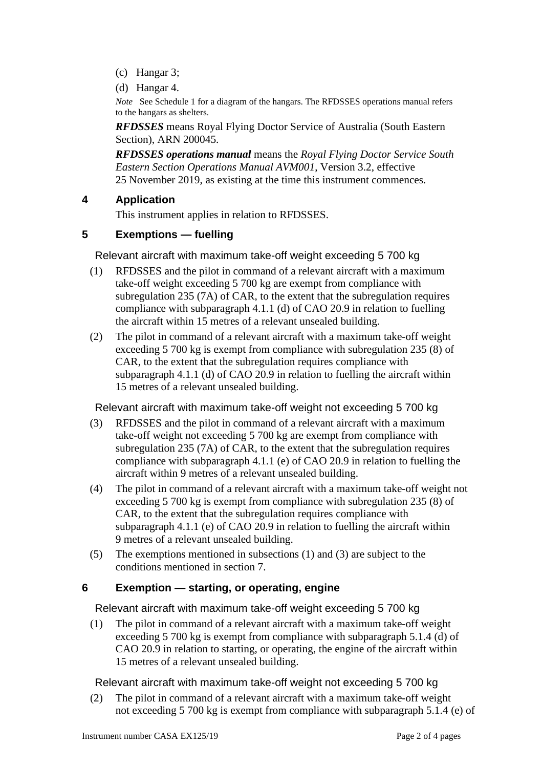(c) Hangar 3;

(d) Hangar 4.

*Note* See Schedule 1 for a diagram of the hangars. The RFDSSES operations manual refers to the hangars as shelters.

***RFDSSES*** means Royal Flying Doctor Service of Australia (South Eastern Section), ARN 200045.

***RFDSSES operations manual*** means the *Royal Flying Doctor Service South Eastern Section Operations Manual AVM001*, Version 3.2, effective 25 November 2019, as existing at the time this instrument commences.

## 4 Application

This instrument applies in relation to RFDSSES.

## 5 Exemptions — fuelling

Relevant aircraft with maximum take-off weight exceeding 5 700 kg

(1) RFDSSES and the pilot in command of a relevant aircraft with a maximum take-off weight exceeding 5 700 kg are exempt from compliance with subregulation 235 (7A) of CAR, to the extent that the subregulation requires compliance with subparagraph 4.1.1 (d) of CAO 20.9 in relation to fuelling the aircraft within 15 metres of a relevant unsealed building.

(2) The pilot in command of a relevant aircraft with a maximum take-off weight exceeding 5 700 kg is exempt from compliance with subregulation 235 (8) of CAR, to the extent that the subregulation requires compliance with subparagraph 4.1.1 (d) of CAO 20.9 in relation to fuelling the aircraft within 15 metres of a relevant unsealed building.

Relevant aircraft with maximum take-off weight not exceeding 5 700 kg

(3) RFDSSES and the pilot in command of a relevant aircraft with a maximum take-off weight not exceeding 5 700 kg are exempt from compliance with subregulation 235 (7A) of CAR, to the extent that the subregulation requires compliance with subparagraph 4.1.1 (e) of CAO 20.9 in relation to fuelling the aircraft within 9 metres of a relevant unsealed building.

(4) The pilot in command of a relevant aircraft with a maximum take-off weight not exceeding 5 700 kg is exempt from compliance with subregulation 235 (8) of CAR, to the extent that the subregulation requires compliance with subparagraph 4.1.1 (e) of CAO 20.9 in relation to fuelling the aircraft within 9 metres of a relevant unsealed building.

(5) The exemptions mentioned in subsections (1) and (3) are subject to the conditions mentioned in section 7.

## 6 Exemption — starting, or operating, engine

Relevant aircraft with maximum take-off weight exceeding 5 700 kg

(1) The pilot in command of a relevant aircraft with a maximum take-off weight exceeding 5 700 kg is exempt from compliance with subparagraph 5.1.4 (d) of CAO 20.9 in relation to starting, or operating, the engine of the aircraft within 15 metres of a relevant unsealed building.

Relevant aircraft with maximum take-off weight not exceeding 5 700 kg

(2) The pilot in command of a relevant aircraft with a maximum take-off weight not exceeding 5 700 kg is exempt from compliance with subparagraph 5.1.4 (e) of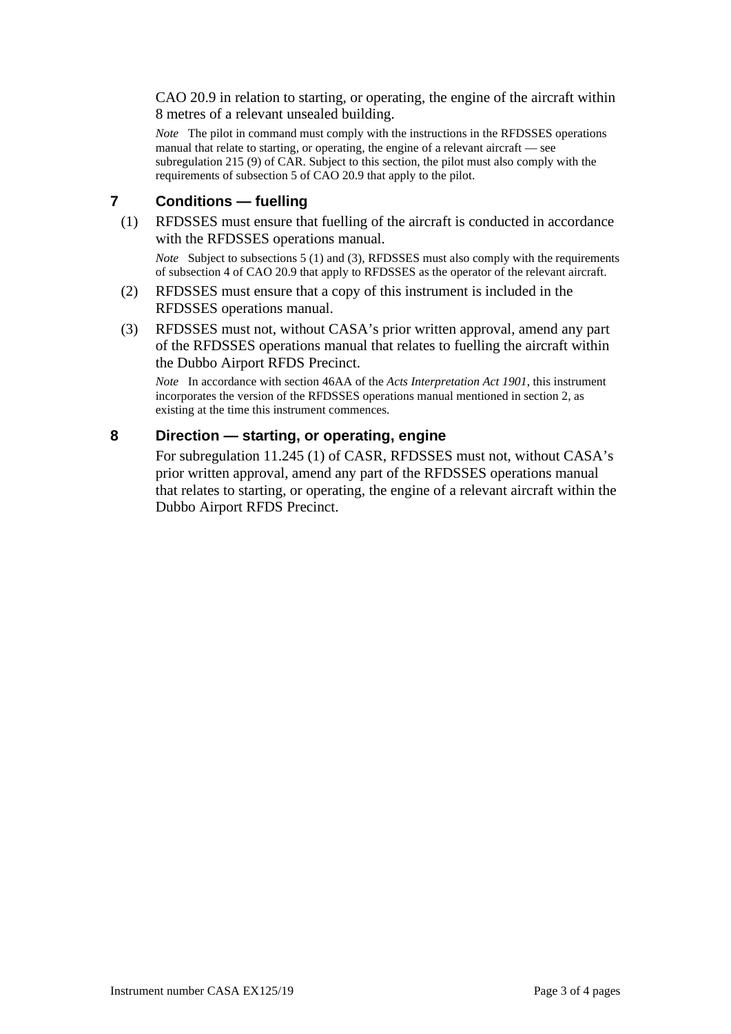CAO 20.9 in relation to starting, or operating, the engine of the aircraft within 8 metres of a relevant unsealed building.

*Note* The pilot in command must comply with the instructions in the RFDSSES operations manual that relate to starting, or operating, the engine of a relevant aircraft — see subregulation 215 (9) of CAR. Subject to this section, the pilot must also comply with the requirements of subsection 5 of CAO 20.9 that apply to the pilot.

## 7 Conditions — fuelling

(1) RFDSSES must ensure that fuelling of the aircraft is conducted in accordance with the RFDSSES operations manual.

*Note* Subject to subsections 5 (1) and (3), RFDSSES must also comply with the requirements of subsection 4 of CAO 20.9 that apply to RFDSSES as the operator of the relevant aircraft.

(2) RFDSSES must ensure that a copy of this instrument is included in the RFDSSES operations manual.

(3) RFDSSES must not, without CASA's prior written approval, amend any part of the RFDSSES operations manual that relates to fuelling the aircraft within the Dubbo Airport RFDS Precinct.

*Note* In accordance with section 46AA of the *Acts Interpretation Act 1901*, this instrument incorporates the version of the RFDSSES operations manual mentioned in section 2, as existing at the time this instrument commences.

## 8 Direction — starting, or operating, engine

For subregulation 11.245 (1) of CASR, RFDSSES must not, without CASA's prior written approval, amend any part of the RFDSSES operations manual that relates to starting, or operating, the engine of a relevant aircraft within the Dubbo Airport RFDS Precinct.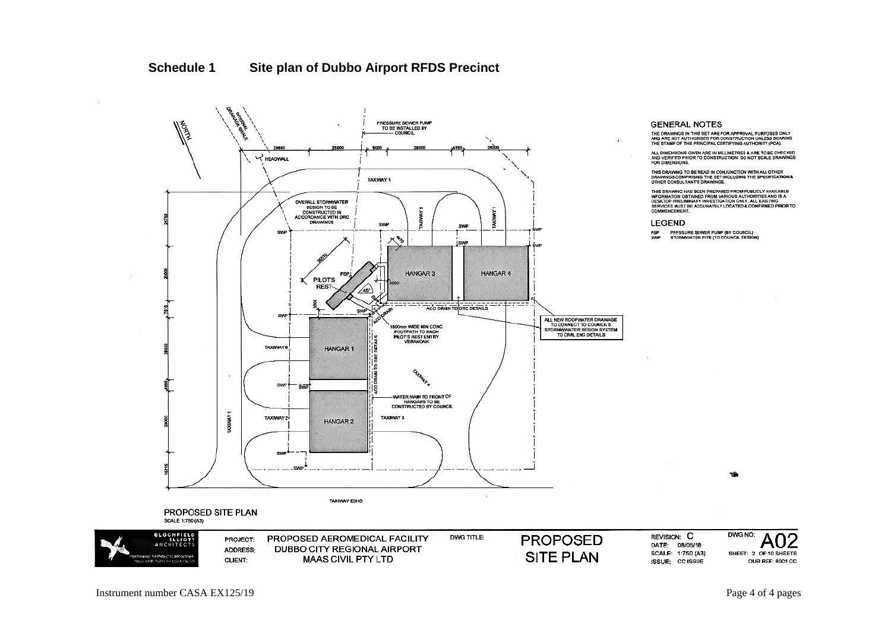**Schedule 1 Site plan of Dubbo Airport RFDS Precinct**

NORTH

INTERNAL DRAINAGE SWALE

PRESSURE SEWER PUMP TO BE INSTALLED BY COUNCIL

29680 25000 9000 28000 4985 28000

HEADWALL

TAXIWAY 1

OVERALL STORMWATER DESIGN TO BE CONSTRUCTED IN ACCORDANCE WITH DRC DRAWINGS

TAXIWAY 5

TAXIWAY 1

SWP

HANGAR 3

HANGAR 4

PSP

PILOTS REST

45°

5000

ACO DRAIN TO DRC DETAILS

ALL NEW ROOFWATER DRAINAGE TO CONNECT TO COUNCIL'S STORMWATER DESIGN SYSTEM TO CIVIL ENG DETAILS

1800mm WIDE MIN CONC FOOTPATH TO EACH PILOT'S REST ENTRY VERANDAH

TAXIWAY 6

HANGAR 1

ACO DRAIN TO DRC DETAILS

TAXIWAY 4

WATER MAIN TO FRONT OF HANGARS TO BE CONSTRUCTED BY COUNCIL

TAXIWAY 2

HANGAR 2

TAXIWAY 3

TAXIWAY 1

24750 25000 7500 28000 4985 28000 16715

TAXIWAY ECHO

PROPOSED SITE PLAN
SCALE 1:750 (A3)

**GENERAL NOTES**

THE DRAWINGS IN THIS SET ARE FOR APPROVAL PURPOSES ONLY AND ARE NOT AUTHORISED FOR CONSTRUCTION UNLESS BEARING THE STAMP OF THE PRINCIPAL CERTIFYING AUTHORITY (PCA).

ALL DIMENSIONS GIVEN ARE IN MILLIMETRES & ARE TO BE CHECKED AND VERIFIED PRIOR TO CONSTRUCTION. DO NOT SCALE DRAWINGS FOR DIMENSIONS.

THIS DRAWING TO BE READ IN CONJUNCTION WITH ALL OTHER DRAWINGS COMPRISING THE SET INCLUDING THE SPECIFICATION & OTHER CONSULTANT'S DRAWINGS.

THIS DRAWING HAS BEEN PREPARED FROM PUBLICLY AVAILABLE INFORMATION OBTAINED FROM VARIOUS AUTHORITIES AND IS A DESKTOP PRELIMINARY INVESTIGATION ONLY. ALL EXISTING SERVICES MUST BE ACCURATELY LOCATED & CONFIRMED PRIOR TO COMMENCEMENT.

**LEGEND**

PSP PRESSURE SEWER PUMP (BY COUNCIL)
SWP STORMWATER PITS (TO COUNCIL DESIGN)

BLOOMFIELD ELLIOTT ARCHITECTS

PROJECT: PROPOSED AEROMEDICAL FACILITY
ADDRESS: DUBBO CITY REGIONAL AIRPORT
CLIENT: MAAS CIVIL PTY LTD

DWG TITLE: PROPOSED SITE PLAN

REVISION: C
DATE: 08/05/18
SCALE: 1:750 (A3)
ISSUE: CC ISSUE

DWG NO: A02
SHEET: 2 OF 10 SHEETS
OUR REF: 8001 CC

Instrument number CASA EX125/19